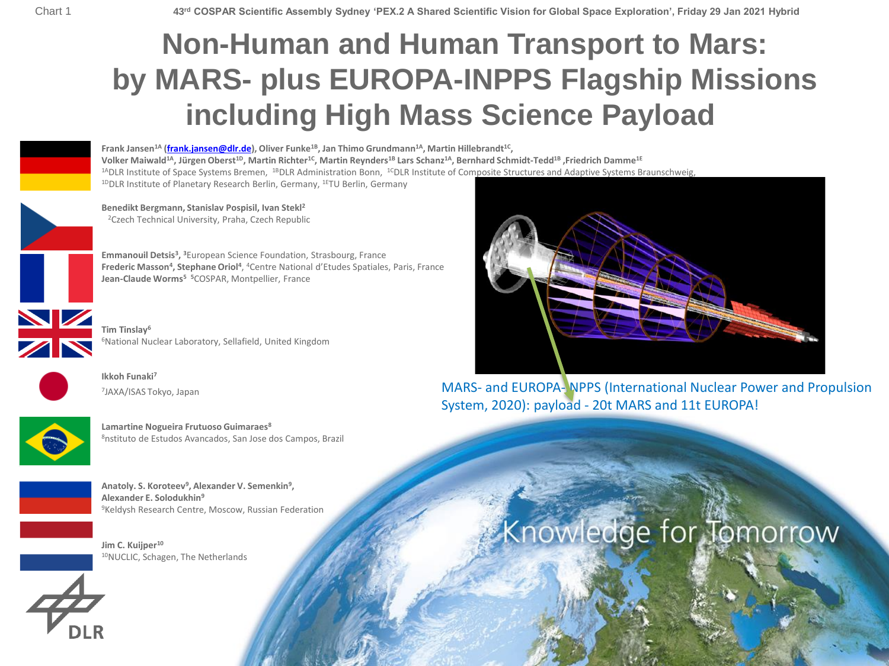# Non-Human and Human Transport to Mars: by MARS- plus EUROPA-INPPS Flagship Missions including High Mass Science Payload

43rd COSPAR Scientific Assembly Sydney 'PEX.2 A Shared Scientific Vision for Global Space Exploration', Friday 29 Jan 2021 Hybrid

**Frank Jansen[1A] (frank.jansen@dlr.de), Oliver Funke[1B], Jan Thimo Grundmann[1A], Martin Hillebrandt[1C], Volker Maiwald[1A], Jürgen Oberst[1D], Martin Richter[1C], Martin Reynders[1B] Lars Schanz[1A], Bernhard Schmidt-Tedd[1B] ,Friedrich Damme[1E]**
[1A]DLR Institute of Space Systems Bremen, [1B]DLR Administration Bonn, [1C]DLR Institute of Composite Structures and Adaptive Systems Braunschweig, [1D]DLR Institute of Planetary Research Berlin, Germany, [1E]TU Berlin, Germany

**Benedikt Bergmann, Stanislav Pospisil, Ivan Stekl[2]**
[2]Czech Technical University, Praha, Czech Republic

**Emmanouil Detsis[3]**, [3]European Science Foundation, Strasbourg, France
**Frederic Masson[4], Stephane Oriol[4]**, [4]Centre National d'Etudes Spatiales, Paris, France
**Jean-Claude Worms[5]** [5]COSPAR, Montpellier, France

**Tim Tinslay[6]**
[6]National Nuclear Laboratory, Sellafield, United Kingdom

**Ikkoh Funaki[7]**
[7]JAXA/ISAS Tokyo, Japan

**Lamartine Nogueira Frutuoso Guimaraes[8]**
[8]nstituto de Estudos Avancados, San Jose dos Campos, Brazil

**Anatoly. S. Koroteev[9], Alexander V. Semenkin[9], Alexander E. Solodukhin[9]**
[9]Keldysh Research Centre, Moscow, Russian Federation

**Jim C. Kuijper[10]**
[10]NUCLIC, Schagen, The Netherlands

MARS- and EUROPA-INPPS (International Nuclear Power and Propulsion System, 2020): payload - 20t MARS and 11t EUROPA!

Knowledge for Tomorrow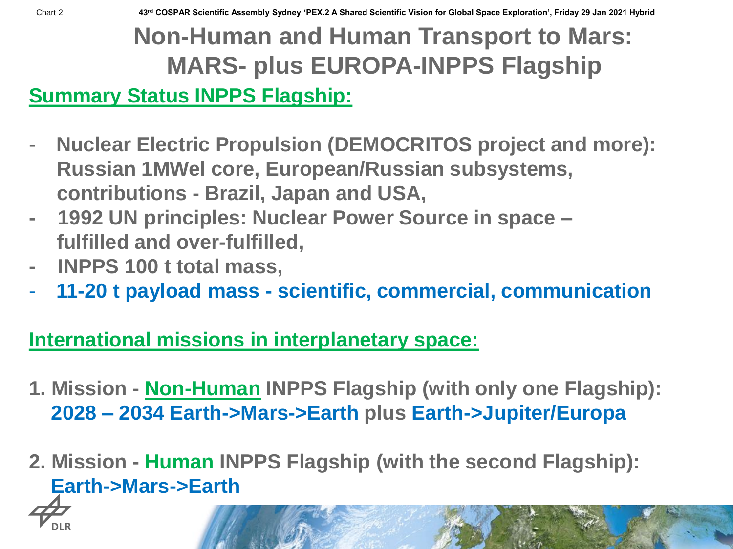# Non-Human and Human Transport to Mars: MARS- plus EUROPA-INPPS Flagship

## Summary Status INPPS Flagship:

- **Nuclear Electric Propulsion (DEMOCRITOS project and more): Russian 1MWel core, European/Russian subsystems, contributions - Brazil, Japan and USA,**
- **1992 UN principles: Nuclear Power Source in space – fulfilled and over-fulfilled,**
- **INPPS 100 t total mass,**
- **11-20 t payload mass - scientific, commercial, communication**

## International missions in interplanetary space:

1. **Mission - Non-Human INPPS Flagship (with only one Flagship): 2028 – 2034 Earth->Mars->Earth plus Earth->Jupiter/Europa**

2. **Mission - Human INPPS Flagship (with the second Flagship): Earth->Mars->Earth**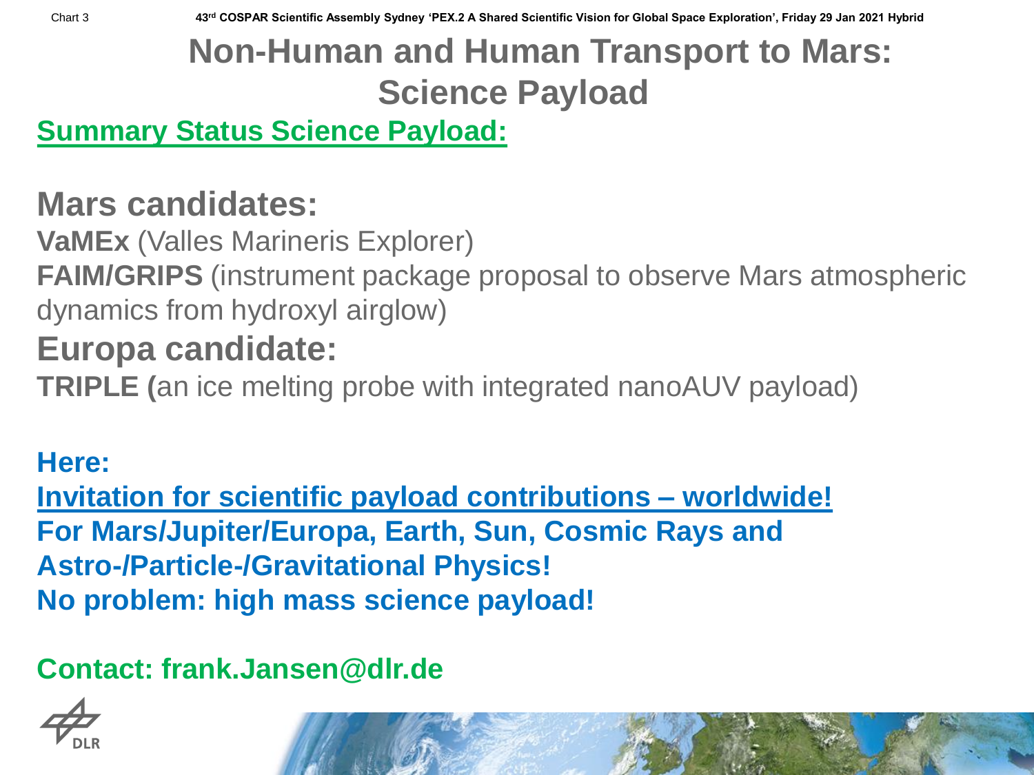# Non-Human and Human Transport to Mars: Science Payload

## Summary Status Science Payload:

## Mars candidates:

**VaMEx** (Valles Marineris Explorer)

**FAIM/GRIPS** (instrument package proposal to observe Mars atmospheric dynamics from hydroxyl airglow)

## Europa candidate:

**TRIPLE (**an ice melting probe with integrated nanoAUV payload)

**Here:**

**Invitation for scientific payload contributions – worldwide!**

**For Mars/Jupiter/Europa, Earth, Sun, Cosmic Rays and Astro-/Particle-/Gravitational Physics!**

**No problem: high mass science payload!**

**Contact: frank.Jansen@dlr.de**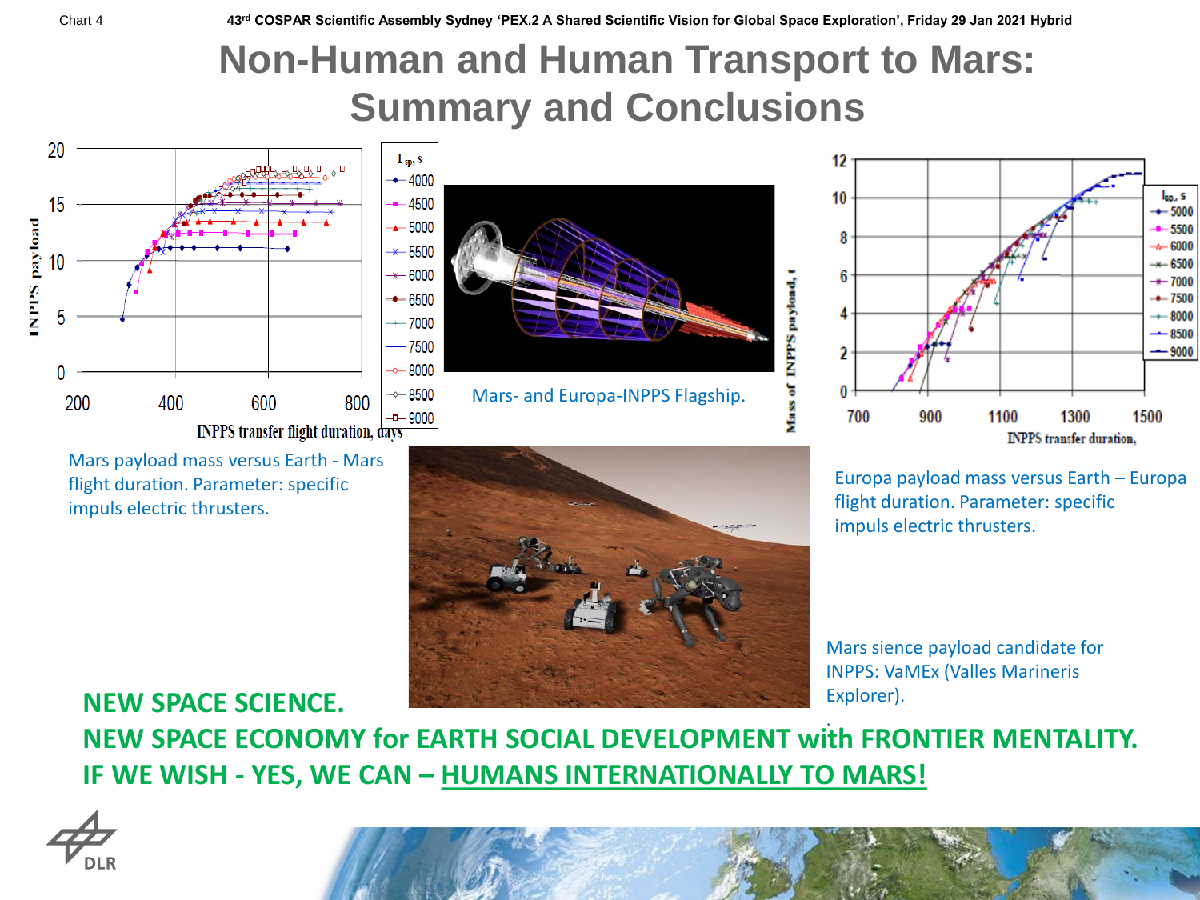# Non-Human and Human Transport to Mars: Summary and Conclusions

20
15
10
5
0
200
400
600
800
INPPS payload
INPPS transfer flight duration, days

$I_{sp}$, s
4000
4500
5000
5500
6000
6500
7000
7500
8000
8500
9000

Mars payload mass versus Earth - Mars flight duration. Parameter: specific impulse electric thrusters.

Mars- and Europa-INPPS Flagship.

12
10
8
6
4
2
0
700
900
1100
1300
1500
Mass of INPPS payload, t
INPPS transfer duration,

$I_{sp}$, s
5000
5500
6000
6500
7000
7500
8000
8500
9000

Europa payload mass versus Earth – Europa flight duration. Parameter: specific impulse electric thrusters.

Mars sience payload candidate for INPPS: VaMEx (Valles Marineris Explorer).

**NEW SPACE SCIENCE.**
**NEW SPACE ECONOMY for EARTH SOCIAL DEVELOPMENT with FRONTIER MENTALITY.**
**IF WE WISH - YES, WE CAN – HUMANS INTERNATIONALLY TO MARS!**

DLR